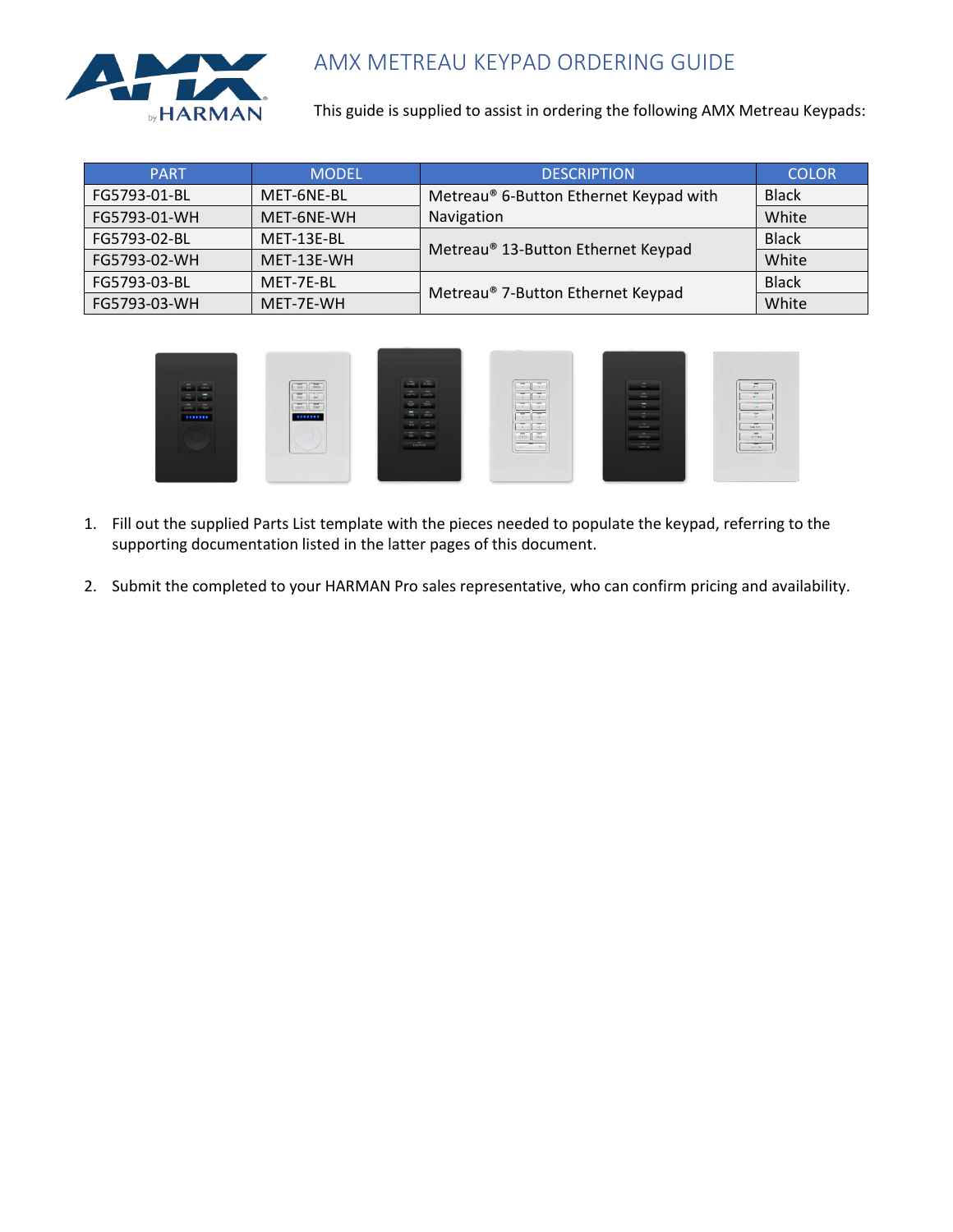# AMX METREAU KEYPAD ORDERING GUIDE

This guide is supplied to assist in ordering the following AMX Metreau Keypads:

| PART | MODEL | DESCRIPTION | COLOR |
|---|---|---|---|
| FG5793-01-BL | MET-6NE-BL | Metreau® 6-Button Ethernet Keypad with Navigation | Black |
| FG5793-01-WH | MET-6NE-WH | | White |
| FG5793-02-BL | MET-13E-BL | Metreau® 13-Button Ethernet Keypad | Black |
| FG5793-02-WH | MET-13E-WH | | White |
| FG5793-03-BL | MET-7E-BL | Metreau® 7-Button Ethernet Keypad | Black |
| FG5793-03-WH | MET-7E-WH | | White |

1. Fill out the supplied Parts List template with the pieces needed to populate the keypad, referring to the supporting documentation listed in the latter pages of this document.

2. Submit the completed to your HARMAN Pro sales representative, who can confirm pricing and availability.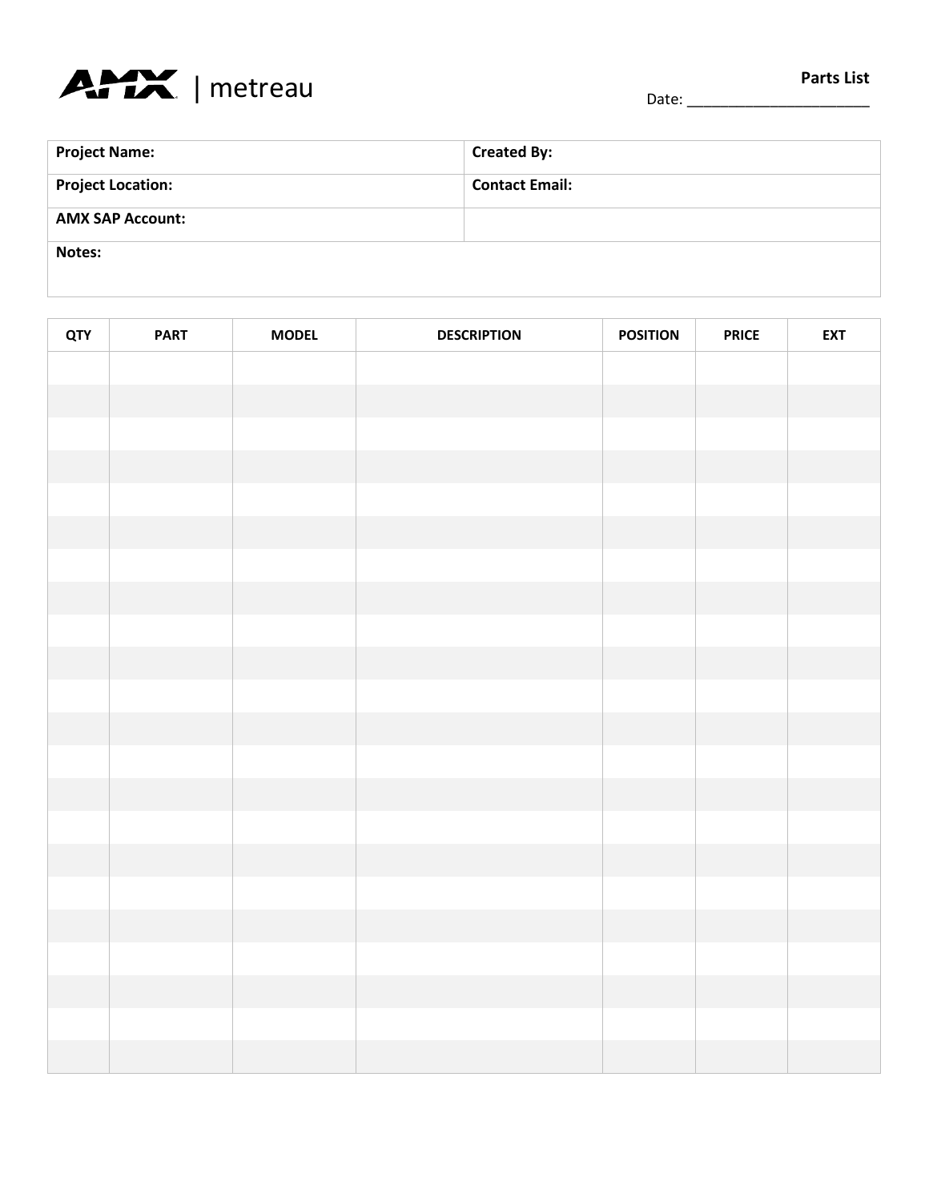AMX | metreau

**Parts List**

Date: ______________________

| **Project Name:** | **Created By:** |
|---|---|
| **Project Location:** | **Contact Email:** |
| **AMX SAP Account:** | |
| **Notes:** | |

| QTY | PART | MODEL | DESCRIPTION | POSITION | PRICE | EXT |
|---|---|---|---|---|---|---|
| | | | | | | |
| | | | | | | |
| | | | | | | |
| | | | | | | |
| | | | | | | |
| | | | | | | |
| | | | | | | |
| | | | | | | |
| | | | | | | |
| | | | | | | |
| | | | | | | |
| | | | | | | |
| | | | | | | |
| | | | | | | |
| | | | | | | |
| | | | | | | |
| | | | | | | |
| | | | | | | |
| | | | | | | |
| | | | | | | |
| | | | | | | |
| | | | | | | |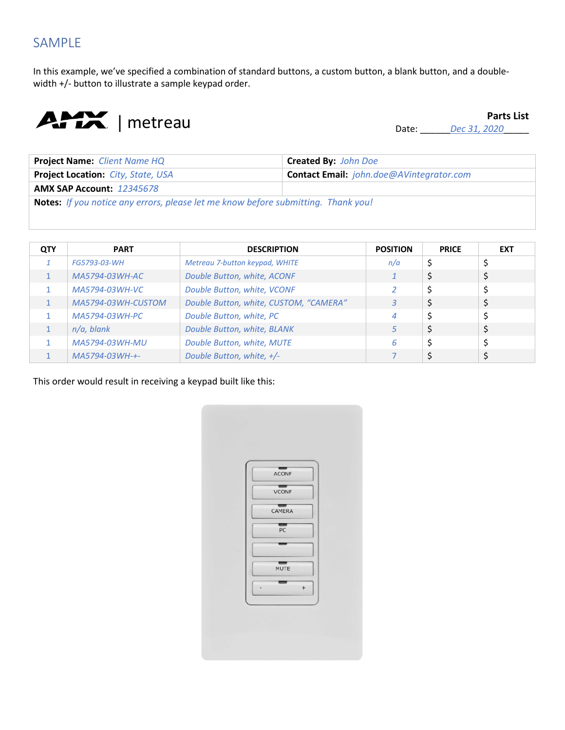# SAMPLE

In this example, we've specified a combination of standard buttons, a custom button, a blank button, and a double-width +/- button to illustrate a sample keypad order.

AMX | metreau

**Parts List**

Date: ______*Dec 31, 2020*_____

| **Project Name:** *Client Name HQ* | **Created By:** *John Doe* |
|---|---|
| **Project Location:** *City, State, USA* | **Contact Email:** *john.doe@AVintegrator.com* |
| **AMX SAP Account:** *12345678* | |
| **Notes:** *If you notice any errors, please let me know before submitting. Thank you!* | |

| QTY | PART | DESCRIPTION | POSITION | PRICE | EXT |
|---|---|---|---|---|---|
| *1* | *FG5793-03-WH* | *Metreau 7-button keypad, WHITE* | *n/a* | $ | $ |
| 1 | *MA5794-03WH-AC* | *Double Button, white, ACONF* | *1* | $ | $ |
| 1 | *MA5794-03WH-VC* | *Double Button, white, VCONF* | *2* | $ | $ |
| 1 | *MA5794-03WH-CUSTOM* | *Double Button, white, CUSTOM, "CAMERA"* | *3* | $ | $ |
| 1 | *MA5794-03WH-PC* | *Double Button, white, PC* | *4* | $ | $ |
| 1 | *n/a, blank* | *Double Button, white, BLANK* | *5* | $ | $ |
| 1 | *MA5794-03WH-MU* | *Double Button, white, MUTE* | *6* | $ | $ |
| 1 | *MA5794-03WH-+-* | *Double Button, white, +/-* | *7* | $ | $ |

This order would result in receiving a keypad built like this: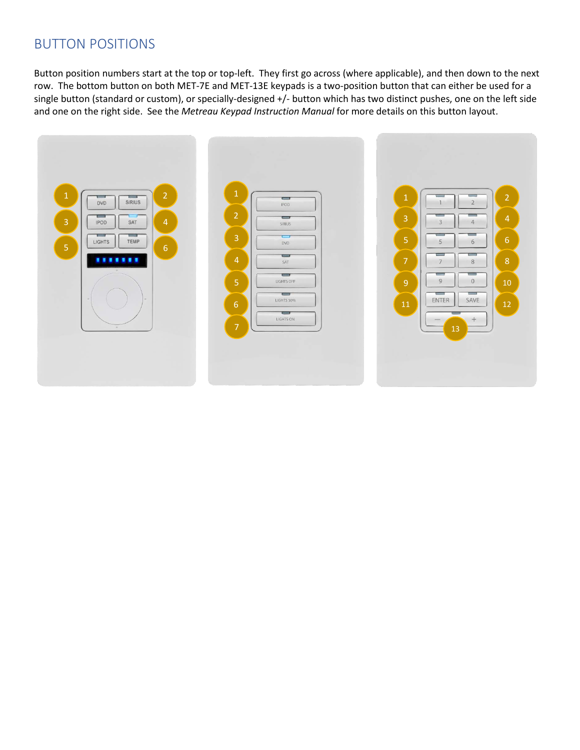## BUTTON POSITIONS

Button position numbers start at the top or top-left. They first go across (where applicable), and then down to the next row. The bottom button on both MET-7E and MET-13E keypads is a two-position button that can either be used for a single button (standard or custom), or specially-designed +/- button which has two distinct pushes, one on the left side and one on the right side. See the *Metreau Keypad Instruction Manual* for more details on this button layout.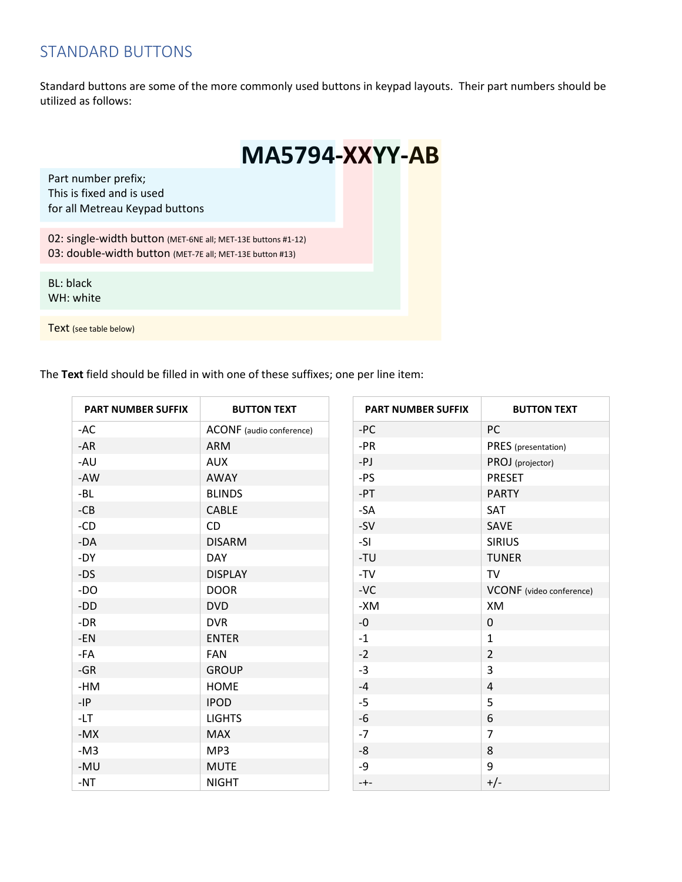## STANDARD BUTTONS

Standard buttons are some of the more commonly used buttons in keypad layouts. Their part numbers should be utilized as follows:

**MA5794-XXYY-AB**

- **MA5794** — Part number prefix; This is fixed and is used for all Metreau Keypad buttons
- **XX** — 02: single-width button (MET-6NE all; MET-13E buttons #1-12); 03: double-width button (MET-7E all; MET-13E button #13)
- **YY** — BL: black; WH: white
- **AB** — Text (see table below)

The **Text** field should be filled in with one of these suffixes; one per line item:

| PART NUMBER SUFFIX | BUTTON TEXT |
|---|---|
| -AC | ACONF (audio conference) |
| -AR | ARM |
| -AU | AUX |
| -AW | AWAY |
| -BL | BLINDS |
| -CB | CABLE |
| -CD | CD |
| -DA | DISARM |
| -DY | DAY |
| -DS | DISPLAY |
| -DO | DOOR |
| -DD | DVD |
| -DR | DVR |
| -EN | ENTER |
| -FA | FAN |
| -GR | GROUP |
| -HM | HOME |
| -IP | IPOD |
| -LT | LIGHTS |
| -MX | MAX |
| -M3 | MP3 |
| -MU | MUTE |
| -NT | NIGHT |

| PART NUMBER SUFFIX | BUTTON TEXT |
|---|---|
| -PC | PC |
| -PR | PRES (presentation) |
| -PJ | PROJ (projector) |
| -PS | PRESET |
| -PT | PARTY |
| -SA | SAT |
| -SV | SAVE |
| -SI | SIRIUS |
| -TU | TUNER |
| -TV | TV |
| -VC | VCONF (video conference) |
| -XM | XM |
| -0 | 0 |
| -1 | 1 |
| -2 | 2 |
| -3 | 3 |
| -4 | 4 |
| -5 | 5 |
| -6 | 6 |
| -7 | 7 |
| -8 | 8 |
| -9 | 9 |
| -+- | +/- |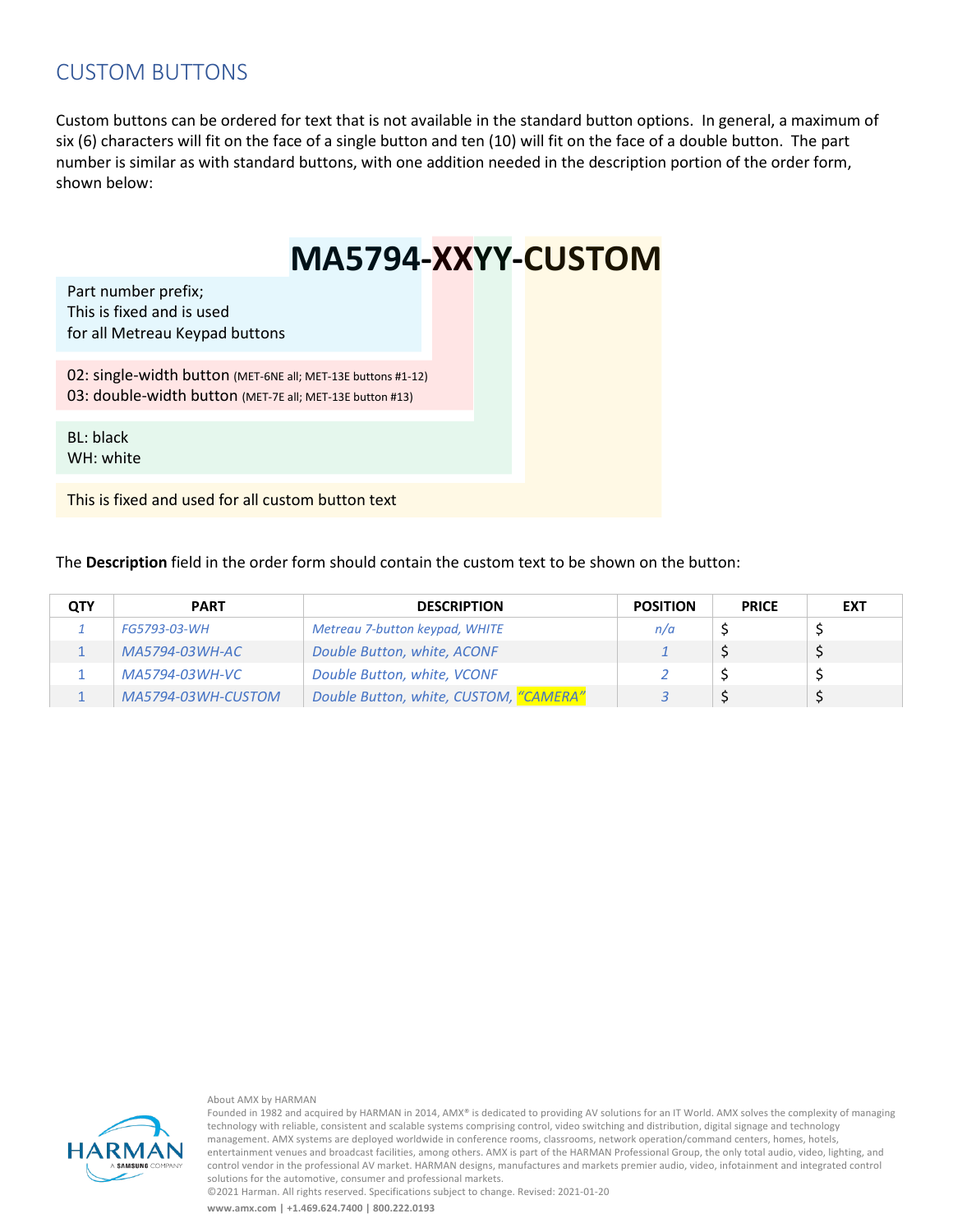## CUSTOM BUTTONS

Custom buttons can be ordered for text that is not available in the standard button options. In general, a maximum of six (6) characters will fit on the face of a single button and ten (10) will fit on the face of a double button. The part number is similar as with standard buttons, with one addition needed in the description portion of the order form, shown below:

**MA5794-XXYY-CUSTOM**

- **MA5794-**: Part number prefix; This is fixed and is used for all Metreau Keypad buttons
- **XX**:
  - 02: single-width button (MET-6NE all; MET-13E buttons #1-12)
  - 03: double-width button (MET-7E all; MET-13E button #13)
- **YY**:
  - BL: black
  - WH: white
- **CUSTOM**: This is fixed and used for all custom button text

The **Description** field in the order form should contain the custom text to be shown on the button:

| QTY | PART | DESCRIPTION | POSITION | PRICE | EXT |
|---|---|---|---|---|---|
| *1* | *FG5793-03-WH* | *Metreau 7-button keypad, WHITE* | *n/a* | $ | $ |
| 1 | *MA5794-03WH-AC* | *Double Button, white, ACONF* | *1* | $ | $ |
| 1 | *MA5794-03WH-VC* | *Double Button, white, VCONF* | *2* | $ | $ |
| 1 | *MA5794-03WH-CUSTOM* | *Double Button, white, CUSTOM, "CAMERA"* | *3* | $ | $ |

About AMX by HARMAN

Founded in 1982 and acquired by HARMAN in 2014, AMX® is dedicated to providing AV solutions for an IT World. AMX solves the complexity of managing technology with reliable, consistent and scalable systems comprising control, video switching and distribution, digital signage and technology management. AMX systems are deployed worldwide in conference rooms, classrooms, network operation/command centers, homes, hotels, entertainment venues and broadcast facilities, among others. AMX is part of the HARMAN Professional Group, the only total audio, video, lighting, and control vendor in the professional AV market. HARMAN designs, manufactures and markets premier audio, video, infotainment and integrated control solutions for the automotive, consumer and professional markets.

©2021 Harman. All rights reserved. Specifications subject to change. Revised: 2021-01-20

**www.amx.com | +1.469.624.7400 | 800.222.0193**